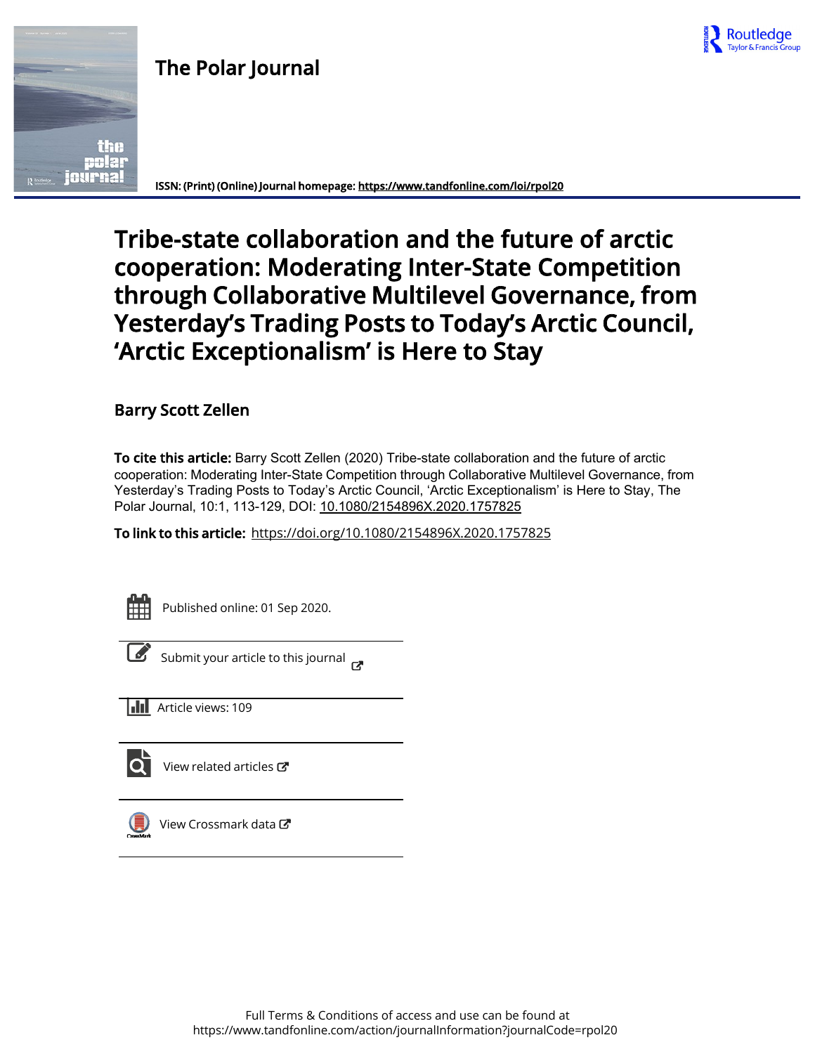# The Polar Journal

ISSN: (Print) (Online) Journal homepage: https://www.tandfonline.com/loi/rpol20

# Tribe-state collaboration and the future of arctic cooperation: Moderating Inter-State Competition through Collaborative Multilevel Governance, from Yesterday's Trading Posts to Today's Arctic Council, 'Arctic Exceptionalism' is Here to Stay

**Barry Scott Zellen**

**To cite this article:** Barry Scott Zellen (2020) Tribe-state collaboration and the future of arctic cooperation: Moderating Inter-State Competition through Collaborative Multilevel Governance, from Yesterday's Trading Posts to Today's Arctic Council, 'Arctic Exceptionalism' is Here to Stay, The Polar Journal, 10:1, 113-129, DOI: 10.1080/2154896X.2020.1757825

**To link to this article:** https://doi.org/10.1080/2154896X.2020.1757825

Published online: 01 Sep 2020.

Submit your article to this journal

Article views: 109

View related articles

View Crossmark data

Full Terms & Conditions of access and use can be found at https://www.tandfonline.com/action/journalInformation?journalCode=rpol20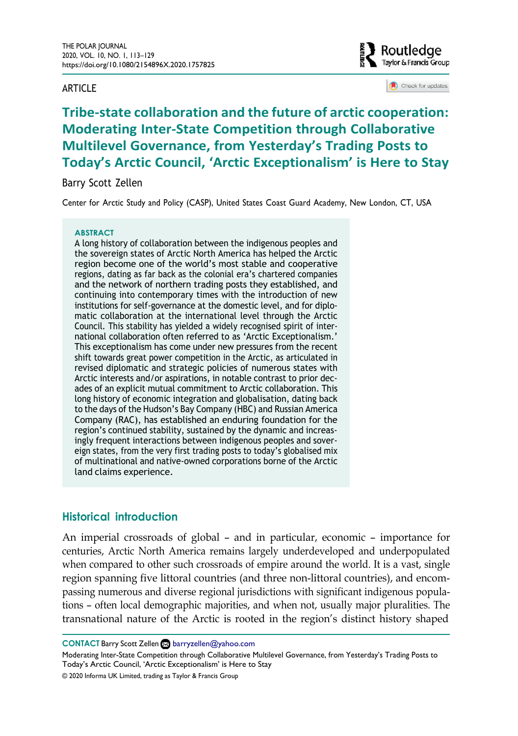ARTICLE

# Tribe-state collaboration and the future of arctic cooperation: Moderating Inter-State Competition through Collaborative Multilevel Governance, from Yesterday's Trading Posts to Today's Arctic Council, 'Arctic Exceptionalism' is Here to Stay

Barry Scott Zellen

Center for Arctic Study and Policy (CASP), United States Coast Guard Academy, New London, CT, USA

**ABSTRACT**

A long history of collaboration between the indigenous peoples and the sovereign states of Arctic North America has helped the Arctic region become one of the world's most stable and cooperative regions, dating as far back as the colonial era's chartered companies and the network of northern trading posts they established, and continuing into contemporary times with the introduction of new institutions for self-governance at the domestic level, and for diplomatic collaboration at the international level through the Arctic Council. This stability has yielded a widely recognised spirit of international collaboration often referred to as 'Arctic Exceptionalism.' This exceptionalism has come under new pressures from the recent shift towards great power competition in the Arctic, as articulated in revised diplomatic and strategic policies of numerous states with Arctic interests and/or aspirations, in notable contrast to prior decades of an explicit mutual commitment to Arctic collaboration. This long history of economic integration and globalisation, dating back to the days of the Hudson's Bay Company (HBC) and Russian America Company (RAC), has established an enduring foundation for the region's continued stability, sustained by the dynamic and increasingly frequent interactions between indigenous peoples and sovereign states, from the very first trading posts to today's globalised mix of multinational and native-owned corporations borne of the Arctic land claims experience.

## Historical introduction

An imperial crossroads of global – and in particular, economic – importance for centuries, Arctic North America remains largely underdeveloped and underpopulated when compared to other such crossroads of empire around the world. It is a vast, single region spanning five littoral countries (and three non-littoral countries), and encompassing numerous and diverse regional jurisdictions with significant indigenous populations – often local demographic majorities, and when not, usually major pluralities. The transnational nature of the Arctic is rooted in the region's distinct history shaped

**CONTACT** Barry Scott Zellen barryzellen@yahoo.com

Moderating Inter-State Competition through Collaborative Multilevel Governance, from Yesterday's Trading Posts to Today's Arctic Council, 'Arctic Exceptionalism' is Here to Stay

© 2020 Informa UK Limited, trading as Taylor & Francis Group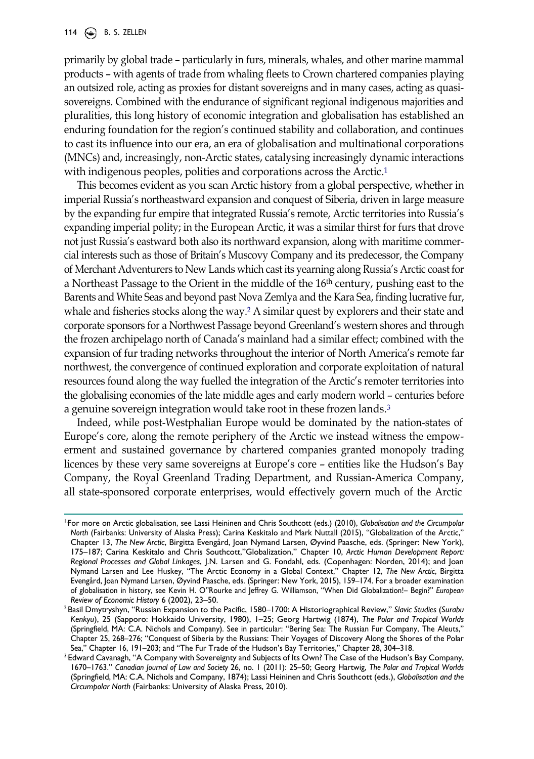primarily by global trade – particularly in furs, minerals, whales, and other marine mammal products – with agents of trade from whaling fleets to Crown chartered companies playing an outsized role, acting as proxies for distant sovereigns and in many cases, acting as quasi-sovereigns. Combined with the endurance of significant regional indigenous majorities and pluralities, this long history of economic integration and globalisation has established an enduring foundation for the region's continued stability and collaboration, and continues to cast its influence into our era, an era of globalisation and multinational corporations (MNCs) and, increasingly, non-Arctic states, catalysing increasingly dynamic interactions with indigenous peoples, polities and corporations across the Arctic.[1]

This becomes evident as you scan Arctic history from a global perspective, whether in imperial Russia's northeastward expansion and conquest of Siberia, driven in large measure by the expanding fur empire that integrated Russia's remote, Arctic territories into Russia's expanding imperial polity; in the European Arctic, it was a similar thirst for furs that drove not just Russia's eastward both also its northward expansion, along with maritime commercial interests such as those of Britain's Muscovy Company and its predecessor, the Company of Merchant Adventurers to New Lands which cast its yearning along Russia's Arctic coast for a Northeast Passage to the Orient in the middle of the 16th century, pushing east to the Barents and White Seas and beyond past Nova Zemlya and the Kara Sea, finding lucrative fur, whale and fisheries stocks along the way.[2] A similar quest by explorers and their state and corporate sponsors for a Northwest Passage beyond Greenland's western shores and through the frozen archipelago north of Canada's mainland had a similar effect; combined with the expansion of fur trading networks throughout the interior of North America's remote far northwest, the convergence of continued exploration and corporate exploitation of natural resources found along the way fuelled the integration of the Arctic's remoter territories into the globalising economies of the late middle ages and early modern world – centuries before a genuine sovereign integration would take root in these frozen lands.[3]

Indeed, while post-Westphalian Europe would be dominated by the nation-states of Europe's core, along the remote periphery of the Arctic we instead witness the empowerment and sustained governance by chartered companies granted monopoly trading licences by these very same sovereigns at Europe's core – entities like the Hudson's Bay Company, the Royal Greenland Trading Department, and Russian-America Company, all state-sponsored corporate enterprises, would effectively govern much of the Arctic

---

[1] For more on Arctic globalisation, see Lassi Heininen and Chris Southcott (eds.) (2010), *Globalisation and the Circumpolar North* (Fairbanks: University of Alaska Press); Carina Keskitalo and Mark Nuttall (2015), "Globalization of the Arctic," Chapter 13, *The New Arctic*, Birgitta Evengård, Joan Nymand Larsen, Øyvind Paasche, eds. (Springer: New York), 175–187; Carina Keskitalo and Chris Southcott,"Globalization," Chapter 10, *Arctic Human Development Report: Regional Processes and Global Linkages*, J.N. Larsen and G. Fondahl, eds. (Copenhagen: Norden, 2014); and Joan Nymand Larsen and Lee Huskey, "The Arctic Economy in a Global Context," Chapter 12, *The New Arctic*, Birgitta Evengård, Joan Nymand Larsen, Øyvind Paasche, eds. (Springer: New York, 2015), 159–174. For a broader examination of globalisation in history, see Kevin H. O"Rourke and Jeffrey G. Williamson, "When Did Globalization!– Begin?" *European Review of Economic History* 6 (2002), 23–50.

[2] Basil Dmytryshyn, "Russian Expansion to the Pacific, 1580–1700: A Historiographical Review," *Slavic Studies* (*Surabu Kenkyu*), 25 (Sapporo: Hokkaido University, 1980), 1–25; Georg Hartwig (1874), *The Polar and Tropical Worlds* (Springfield, MA: C.A. Nichols and Company). See in particular: "Bering Sea: The Russian Fur Company, The Aleuts," Chapter 25, 268–276; "Conquest of Siberia by the Russians: Their Voyages of Discovery Along the Shores of the Polar Sea," Chapter 16, 191–203; and "The Fur Trade of the Hudson's Bay Territories," Chapter 28, 304–318.

[3] Edward Cavanagh, "A Company with Sovereignty and Subjects of Its Own? The Case of the Hudson's Bay Company, 1670–1763." *Canadian Journal of Law and Society* 26, no. 1 (2011): 25–50; Georg Hartwig, *The Polar and Tropical Worlds* (Springfield, MA: C.A. Nichols and Company, 1874); Lassi Heininen and Chris Southcott (eds.), *Globalisation and the Circumpolar North* (Fairbanks: University of Alaska Press, 2010).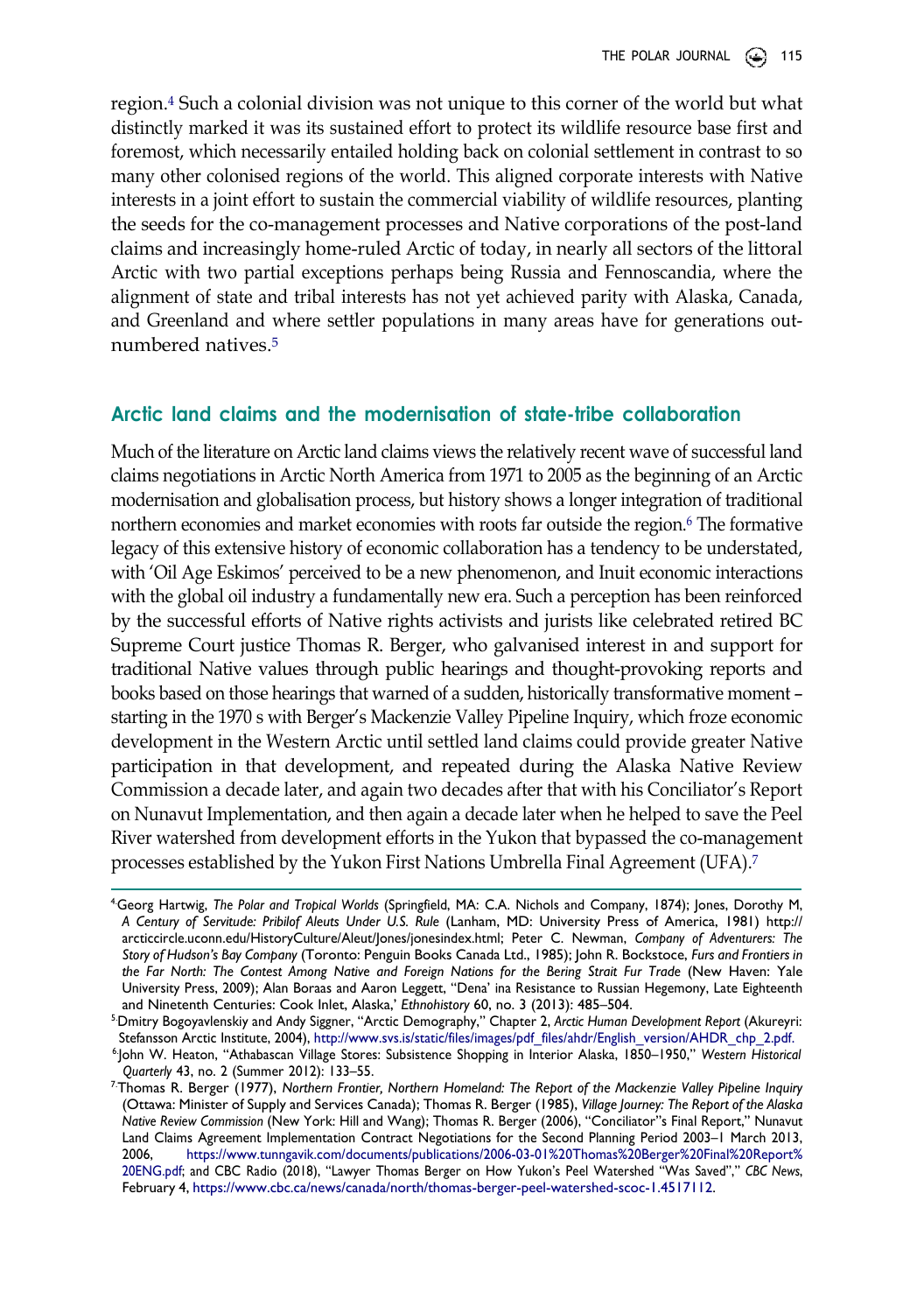region.[4] Such a colonial division was not unique to this corner of the world but what distinctly marked it was its sustained effort to protect its wildlife resource base first and foremost, which necessarily entailed holding back on colonial settlement in contrast to so many other colonised regions of the world. This aligned corporate interests with Native interests in a joint effort to sustain the commercial viability of wildlife resources, planting the seeds for the co-management processes and Native corporations of the post-land claims and increasingly home-ruled Arctic of today, in nearly all sectors of the littoral Arctic with two partial exceptions perhaps being Russia and Fennoscandia, where the alignment of state and tribal interests has not yet achieved parity with Alaska, Canada, and Greenland and where settler populations in many areas have for generations out-numbered natives.[5]

## Arctic land claims and the modernisation of state-tribe collaboration

Much of the literature on Arctic land claims views the relatively recent wave of successful land claims negotiations in Arctic North America from 1971 to 2005 as the beginning of an Arctic modernisation and globalisation process, but history shows a longer integration of traditional northern economies and market economies with roots far outside the region.[6] The formative legacy of this extensive history of economic collaboration has a tendency to be understated, with 'Oil Age Eskimos' perceived to be a new phenomenon, and Inuit economic interactions with the global oil industry a fundamentally new era. Such a perception has been reinforced by the successful efforts of Native rights activists and jurists like celebrated retired BC Supreme Court justice Thomas R. Berger, who galvanised interest in and support for traditional Native values through public hearings and thought-provoking reports and books based on those hearings that warned of a sudden, historically transformative moment – starting in the 1970 s with Berger's Mackenzie Valley Pipeline Inquiry, which froze economic development in the Western Arctic until settled land claims could provide greater Native participation in that development, and repeated during the Alaska Native Review Commission a decade later, and again two decades after that with his Conciliator's Report on Nunavut Implementation, and then again a decade later when he helped to save the Peel River watershed from development efforts in the Yukon that bypassed the co-management processes established by the Yukon First Nations Umbrella Final Agreement (UFA).[7]

---

[4] Georg Hartwig, *The Polar and Tropical Worlds* (Springfield, MA: C.A. Nichols and Company, 1874); Jones, Dorothy M, *A Century of Servitude: Pribilof Aleuts Under U.S. Rule* (Lanham, MD: University Press of America, 1981) http://arcticcircle.uconn.edu/HistoryCulture/Aleut/Jones/jonesindex.html; Peter C. Newman, *Company of Adventurers: The Story of Hudson's Bay Company* (Toronto: Penguin Books Canada Ltd., 1985); John R. Bockstoce, *Furs and Frontiers in the Far North: The Contest Among Native and Foreign Nations for the Bering Strait Fur Trade* (New Haven: Yale University Press, 2009); Alan Boraas and Aaron Leggett, "Dena' ina Resistance to Russian Hegemony, Late Eighteenth and Ninetenth Centuries: Cook Inlet, Alaska,' *Ethnohistory* 60, no. 3 (2013): 485–504.

[5] Dmitry Bogoyavlenskiy and Andy Siggner, "Arctic Demography," Chapter 2, *Arctic Human Development Report* (Akureyri: Stefansson Arctic Institute, 2004), http://www.svs.is/static/files/images/pdf_files/ahdr/English_version/AHDR_chp_2.pdf.

[6] John W. Heaton, "Athabascan Village Stores: Subsistence Shopping in Interior Alaska, 1850–1950," *Western Historical Quarterly* 43, no. 2 (Summer 2012): 133–55.

[7] Thomas R. Berger (1977), *Northern Frontier, Northern Homeland: The Report of the Mackenzie Valley Pipeline Inquiry* (Ottawa: Minister of Supply and Services Canada); Thomas R. Berger (1985), *Village Journey: The Report of the Alaska Native Review Commission* (New York: Hill and Wang); Thomas R. Berger (2006), "Conciliator"s Final Report," Nunavut Land Claims Agreement Implementation Contract Negotiations for the Second Planning Period 2003–1 March 2013, 2006, https://www.tunngavik.com/documents/publications/2006-03-01%20Thomas%20Berger%20Final%20Report%20ENG.pdf; and CBC Radio (2018), "Lawyer Thomas Berger on How Yukon's Peel Watershed "Was Saved"," *CBC News*, February 4, https://www.cbc.ca/news/canada/north/thomas-berger-peel-watershed-scoc-1.4517112.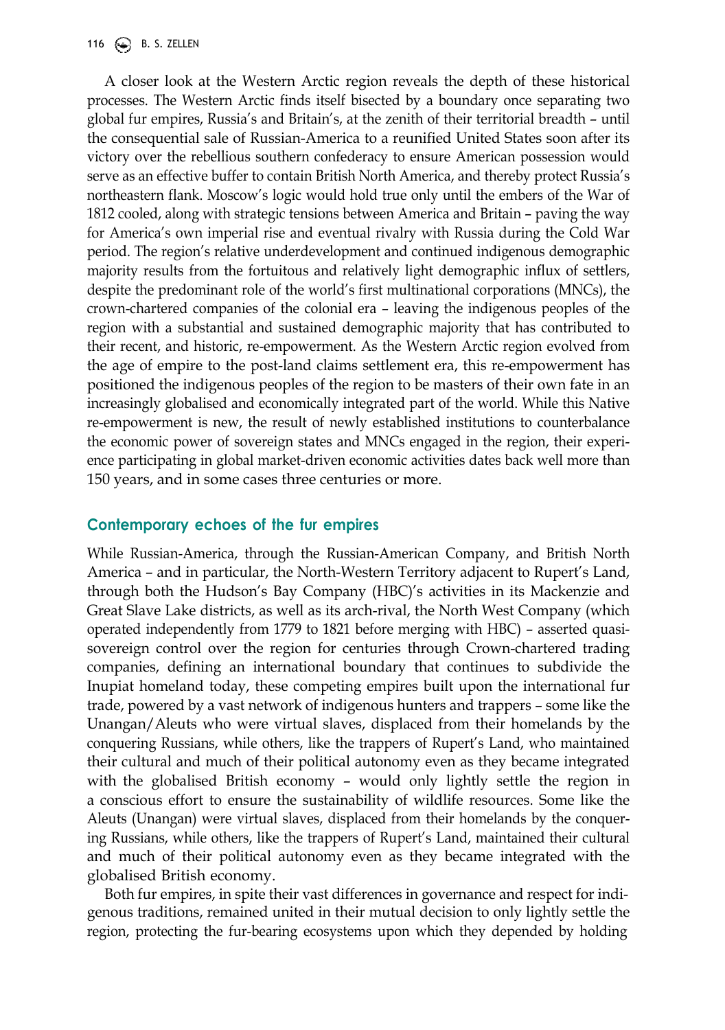A closer look at the Western Arctic region reveals the depth of these historical processes. The Western Arctic finds itself bisected by a boundary once separating two global fur empires, Russia's and Britain's, at the zenith of their territorial breadth – until the consequential sale of Russian-America to a reunified United States soon after its victory over the rebellious southern confederacy to ensure American possession would serve as an effective buffer to contain British North America, and thereby protect Russia's northeastern flank. Moscow's logic would hold true only until the embers of the War of 1812 cooled, along with strategic tensions between America and Britain – paving the way for America's own imperial rise and eventual rivalry with Russia during the Cold War period. The region's relative underdevelopment and continued indigenous demographic majority results from the fortuitous and relatively light demographic influx of settlers, despite the predominant role of the world's first multinational corporations (MNCs), the crown-chartered companies of the colonial era – leaving the indigenous peoples of the region with a substantial and sustained demographic majority that has contributed to their recent, and historic, re-empowerment. As the Western Arctic region evolved from the age of empire to the post-land claims settlement era, this re-empowerment has positioned the indigenous peoples of the region to be masters of their own fate in an increasingly globalised and economically integrated part of the world. While this Native re-empowerment is new, the result of newly established institutions to counterbalance the economic power of sovereign states and MNCs engaged in the region, their experience participating in global market-driven economic activities dates back well more than 150 years, and in some cases three centuries or more.

## Contemporary echoes of the fur empires

While Russian-America, through the Russian-American Company, and British North America – and in particular, the North-Western Territory adjacent to Rupert's Land, through both the Hudson's Bay Company (HBC)'s activities in its Mackenzie and Great Slave Lake districts, as well as its arch-rival, the North West Company (which operated independently from 1779 to 1821 before merging with HBC) – asserted quasi-sovereign control over the region for centuries through Crown-chartered trading companies, defining an international boundary that continues to subdivide the Inupiat homeland today, these competing empires built upon the international fur trade, powered by a vast network of indigenous hunters and trappers – some like the Unangan/Aleuts who were virtual slaves, displaced from their homelands by the conquering Russians, while others, like the trappers of Rupert's Land, who maintained their cultural and much of their political autonomy even as they became integrated with the globalised British economy – would only lightly settle the region in a conscious effort to ensure the sustainability of wildlife resources. Some like the Aleuts (Unangan) were virtual slaves, displaced from their homelands by the conquering Russians, while others, like the trappers of Rupert's Land, maintained their cultural and much of their political autonomy even as they became integrated with the globalised British economy.

Both fur empires, in spite their vast differences in governance and respect for indigenous traditions, remained united in their mutual decision to only lightly settle the region, protecting the fur-bearing ecosystems upon which they depended by holding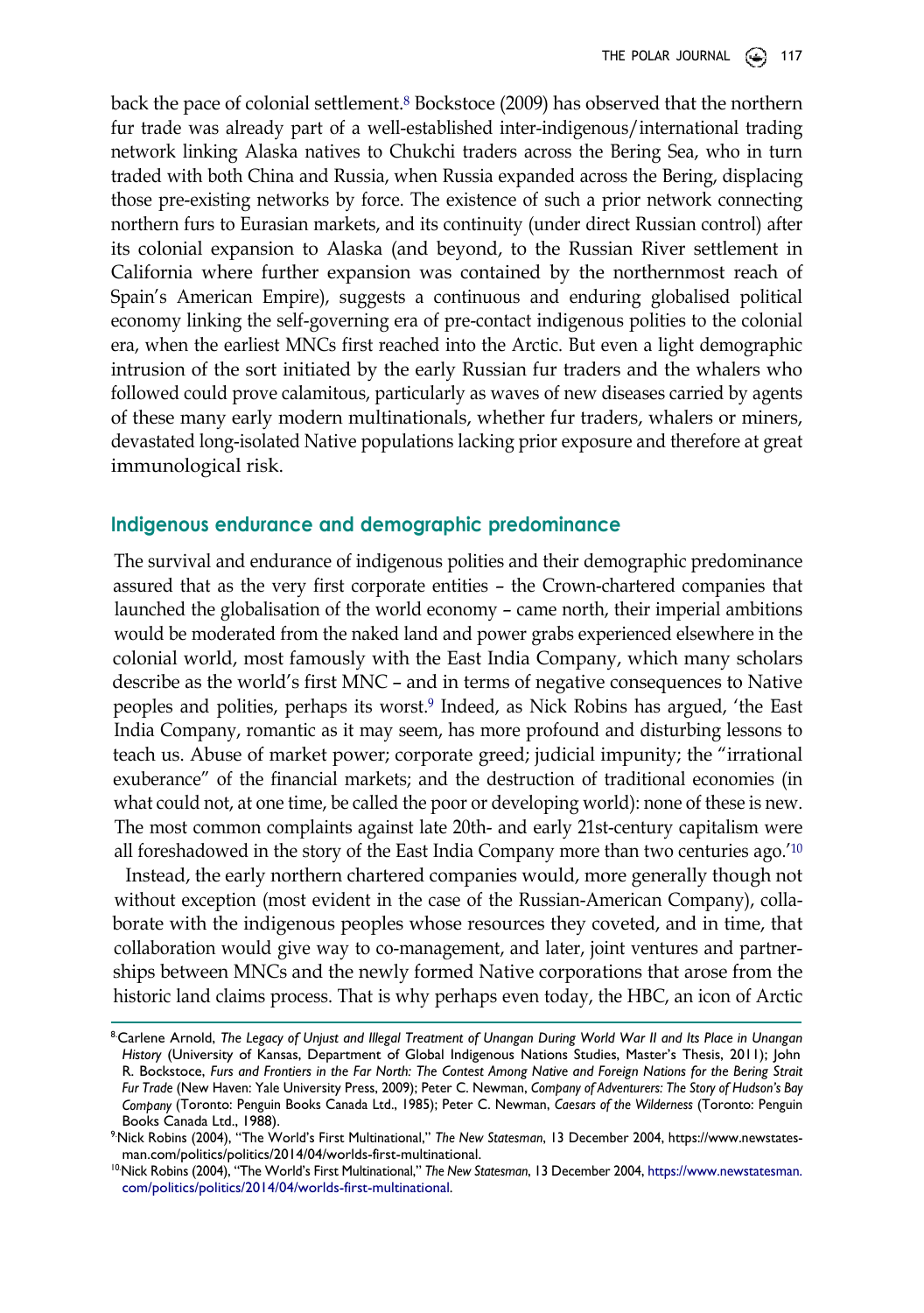back the pace of colonial settlement.[8] Bockstoce (2009) has observed that the northern fur trade was already part of a well-established inter-indigenous/international trading network linking Alaska natives to Chukchi traders across the Bering Sea, who in turn traded with both China and Russia, when Russia expanded across the Bering, displacing those pre-existing networks by force. The existence of such a prior network connecting northern furs to Eurasian markets, and its continuity (under direct Russian control) after its colonial expansion to Alaska (and beyond, to the Russian River settlement in California where further expansion was contained by the northernmost reach of Spain's American Empire), suggests a continuous and enduring globalised political economy linking the self-governing era of pre-contact indigenous polities to the colonial era, when the earliest MNCs first reached into the Arctic. But even a light demographic intrusion of the sort initiated by the early Russian fur traders and the whalers who followed could prove calamitous, particularly as waves of new diseases carried by agents of these many early modern multinationals, whether fur traders, whalers or miners, devastated long-isolated Native populations lacking prior exposure and therefore at great immunological risk.

## Indigenous endurance and demographic predominance

The survival and endurance of indigenous polities and their demographic predominance assured that as the very first corporate entities – the Crown-chartered companies that launched the globalisation of the world economy – came north, their imperial ambitions would be moderated from the naked land and power grabs experienced elsewhere in the colonial world, most famously with the East India Company, which many scholars describe as the world's first MNC – and in terms of negative consequences to Native peoples and polities, perhaps its worst.[9] Indeed, as Nick Robins has argued, 'the East India Company, romantic as it may seem, has more profound and disturbing lessons to teach us. Abuse of market power; corporate greed; judicial impunity; the "irrational exuberance" of the financial markets; and the destruction of traditional economies (in what could not, at one time, be called the poor or developing world): none of these is new. The most common complaints against late 20th- and early 21st-century capitalism were all foreshadowed in the story of the East India Company more than two centuries ago.'[10]

Instead, the early northern chartered companies would, more generally though not without exception (most evident in the case of the Russian-American Company), collaborate with the indigenous peoples whose resources they coveted, and in time, that collaboration would give way to co-management, and later, joint ventures and partnerships between MNCs and the newly formed Native corporations that arose from the historic land claims process. That is why perhaps even today, the HBC, an icon of Arctic

---

[8] Carlene Arnold, *The Legacy of Unjust and Illegal Treatment of Unangan During World War II and Its Place in Unangan History* (University of Kansas, Department of Global Indigenous Nations Studies, Master's Thesis, 2011); John R. Bockstoce, *Furs and Frontiers in the Far North: The Contest Among Native and Foreign Nations for the Bering Strait Fur Trade* (New Haven: Yale University Press, 2009); Peter C. Newman, *Company of Adventurers: The Story of Hudson's Bay Company* (Toronto: Penguin Books Canada Ltd., 1985); Peter C. Newman, *Caesars of the Wilderness* (Toronto: Penguin Books Canada Ltd., 1988).

[9] Nick Robins (2004), "The World's First Multinational," *The New Statesman*, 13 December 2004, https://www.newstatesman.com/politics/politics/2014/04/worlds-first-multinational.

[10] Nick Robins (2004), "The World's First Multinational," *The New Statesman*, 13 December 2004, https://www.newstatesman.com/politics/politics/2014/04/worlds-first-multinational.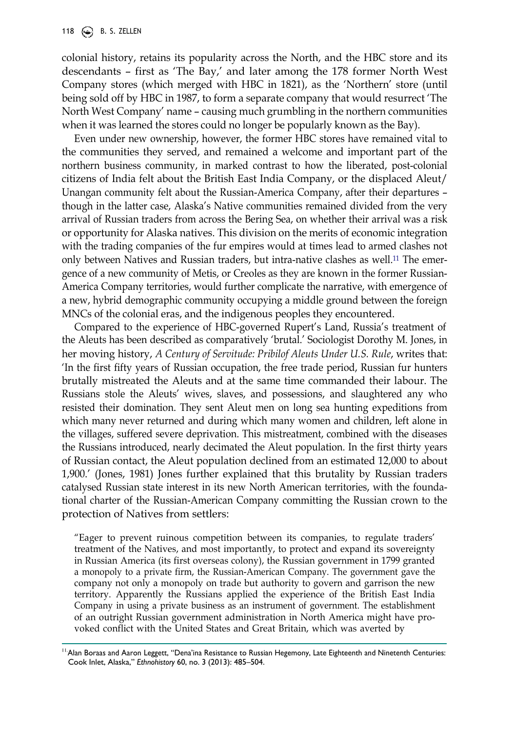colonial history, retains its popularity across the North, and the HBC store and its descendants – first as 'The Bay,' and later among the 178 former North West Company stores (which merged with HBC in 1821), as the 'Northern' store (until being sold off by HBC in 1987, to form a separate company that would resurrect 'The North West Company' name – causing much grumbling in the northern communities when it was learned the stores could no longer be popularly known as the Bay).

Even under new ownership, however, the former HBC stores have remained vital to the communities they served, and remained a welcome and important part of the northern business community, in marked contrast to how the liberated, post-colonial citizens of India felt about the British East India Company, or the displaced Aleut/Unangan community felt about the Russian-America Company, after their departures – though in the latter case, Alaska's Native communities remained divided from the very arrival of Russian traders from across the Bering Sea, on whether their arrival was a risk or opportunity for Alaska natives. This division on the merits of economic integration with the trading companies of the fur empires would at times lead to armed clashes not only between Natives and Russian traders, but intra-native clashes as well.[11] The emergence of a new community of Metis, or Creoles as they are known in the former Russian-America Company territories, would further complicate the narrative, with emergence of a new, hybrid demographic community occupying a middle ground between the foreign MNCs of the colonial eras, and the indigenous peoples they encountered.

Compared to the experience of HBC-governed Rupert's Land, Russia's treatment of the Aleuts has been described as comparatively 'brutal.' Sociologist Dorothy M. Jones, in her moving history, *A Century of Servitude: Pribilof Aleuts Under U.S. Rule*, writes that: 'In the first fifty years of Russian occupation, the free trade period, Russian fur hunters brutally mistreated the Aleuts and at the same time commanded their labour. The Russians stole the Aleuts' wives, slaves, and possessions, and slaughtered any who resisted their domination. They sent Aleut men on long sea hunting expeditions from which many never returned and during which many women and children, left alone in the villages, suffered severe deprivation. This mistreatment, combined with the diseases the Russians introduced, nearly decimated the Aleut population. In the first thirty years of Russian contact, the Aleut population declined from an estimated 12,000 to about 1,900.' (Jones, 1981) Jones further explained that this brutality by Russian traders catalysed Russian state interest in its new North American territories, with the foundational charter of the Russian-American Company committing the Russian crown to the protection of Natives from settlers:

> "Eager to prevent ruinous competition between its companies, to regulate traders' treatment of the Natives, and most importantly, to protect and expand its sovereignty in Russian America (its first overseas colony), the Russian government in 1799 granted a monopoly to a private firm, the Russian-American Company. The government gave the company not only a monopoly on trade but authority to govern and garrison the new territory. Apparently the Russians applied the experience of the British East India Company in using a private business as an instrument of government. The establishment of an outright Russian government administration in North America might have provoked conflict with the United States and Great Britain, which was averted by

[11] Alan Boraas and Aaron Leggett, "Dena'ina Resistance to Russian Hegemony, Late Eighteenth and Ninetenth Centuries: Cook Inlet, Alaska," *Ethnohistory* 60, no. 3 (2013): 485–504.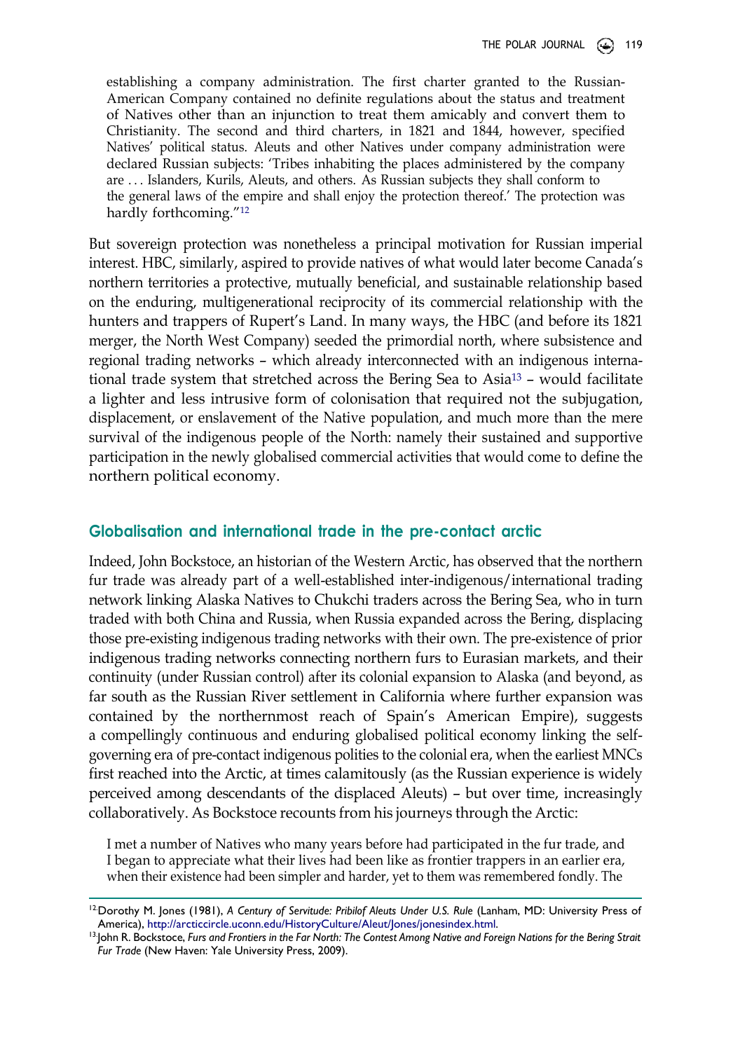establishing a company administration. The first charter granted to the Russian-American Company contained no definite regulations about the status and treatment of Natives other than an injunction to treat them amicably and convert them to Christianity. The second and third charters, in 1821 and 1844, however, specified Natives' political status. Aleuts and other Natives under company administration were declared Russian subjects: 'Tribes inhabiting the places administered by the company are . . . Islanders, Kurils, Aleuts, and others. As Russian subjects they shall conform to the general laws of the empire and shall enjoy the protection thereof.' The protection was hardly forthcoming."[12]

But sovereign protection was nonetheless a principal motivation for Russian imperial interest. HBC, similarly, aspired to provide natives of what would later become Canada's northern territories a protective, mutually beneficial, and sustainable relationship based on the enduring, multigenerational reciprocity of its commercial relationship with the hunters and trappers of Rupert's Land. In many ways, the HBC (and before its 1821 merger, the North West Company) seeded the primordial north, where subsistence and regional trading networks – which already interconnected with an indigenous international trade system that stretched across the Bering Sea to Asia[13] – would facilitate a lighter and less intrusive form of colonisation that required not the subjugation, displacement, or enslavement of the Native population, and much more than the mere survival of the indigenous people of the North: namely their sustained and supportive participation in the newly globalised commercial activities that would come to define the northern political economy.

## Globalisation and international trade in the pre-contact arctic

Indeed, John Bockstoce, an historian of the Western Arctic, has observed that the northern fur trade was already part of a well-established inter-indigenous/international trading network linking Alaska Natives to Chukchi traders across the Bering Sea, who in turn traded with both China and Russia, when Russia expanded across the Bering, displacing those pre-existing indigenous trading networks with their own. The pre-existence of prior indigenous trading networks connecting northern furs to Eurasian markets, and their continuity (under Russian control) after its colonial expansion to Alaska (and beyond, as far south as the Russian River settlement in California where further expansion was contained by the northernmost reach of Spain's American Empire), suggests a compellingly continuous and enduring globalised political economy linking the self-governing era of pre-contact indigenous polities to the colonial era, when the earliest MNCs first reached into the Arctic, at times calamitously (as the Russian experience is widely perceived among descendants of the displaced Aleuts) – but over time, increasingly collaboratively. As Bockstoce recounts from his journeys through the Arctic:

> I met a number of Natives who many years before had participated in the fur trade, and I began to appreciate what their lives had been like as frontier trappers in an earlier era, when their existence had been simpler and harder, yet to them was remembered fondly. The

---

[12] Dorothy M. Jones (1981), *A Century of Servitude: Pribilof Aleuts Under U.S. Rule* (Lanham, MD: University Press of America), http://arcticcircle.uconn.edu/HistoryCulture/Aleut/Jones/jonesindex.html.

[13] John R. Bockstoce, *Furs and Frontiers in the Far North: The Contest Among Native and Foreign Nations for the Bering Strait Fur Trade* (New Haven: Yale University Press, 2009).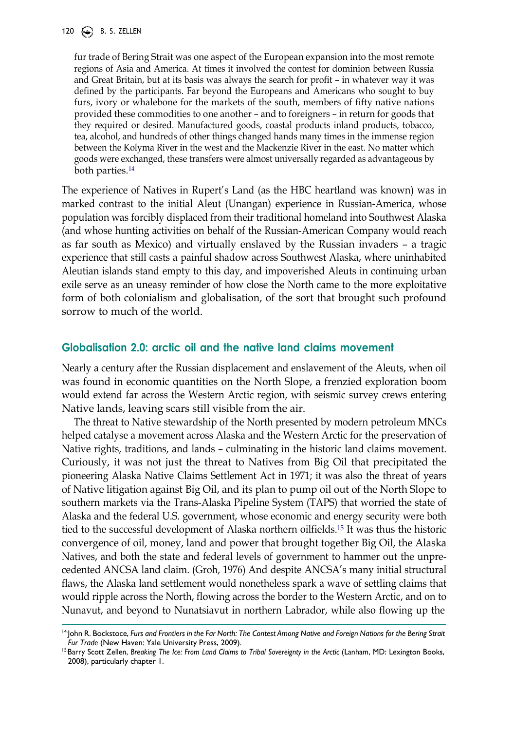> fur trade of Bering Strait was one aspect of the European expansion into the most remote regions of Asia and America. At times it involved the contest for dominion between Russia and Great Britain, but at its basis was always the search for profit – in whatever way it was defined by the participants. Far beyond the Europeans and Americans who sought to buy furs, ivory or whalebone for the markets of the south, members of fifty native nations provided these commodities to one another – and to foreigners – in return for goods that they required or desired. Manufactured goods, coastal products inland products, tobacco, tea, alcohol, and hundreds of other things changed hands many times in the immense region between the Kolyma River in the west and the Mackenzie River in the east. No matter which goods were exchanged, these transfers were almost universally regarded as advantageous by both parties.[14]

The experience of Natives in Rupert's Land (as the HBC heartland was known) was in marked contrast to the initial Aleut (Unangan) experience in Russian-America, whose population was forcibly displaced from their traditional homeland into Southwest Alaska (and whose hunting activities on behalf of the Russian-American Company would reach as far south as Mexico) and virtually enslaved by the Russian invaders – a tragic experience that still casts a painful shadow across Southwest Alaska, where uninhabited Aleutian islands stand empty to this day, and impoverished Aleuts in continuing urban exile serve as an uneasy reminder of how close the North came to the more exploitative form of both colonialism and globalisation, of the sort that brought such profound sorrow to much of the world.

## Globalisation 2.0: arctic oil and the native land claims movement

Nearly a century after the Russian displacement and enslavement of the Aleuts, when oil was found in economic quantities on the North Slope, a frenzied exploration boom would extend far across the Western Arctic region, with seismic survey crews entering Native lands, leaving scars still visible from the air.

The threat to Native stewardship of the North presented by modern petroleum MNCs helped catalyse a movement across Alaska and the Western Arctic for the preservation of Native rights, traditions, and lands – culminating in the historic land claims movement. Curiously, it was not just the threat to Natives from Big Oil that precipitated the pioneering Alaska Native Claims Settlement Act in 1971; it was also the threat of years of Native litigation against Big Oil, and its plan to pump oil out of the North Slope to southern markets via the Trans-Alaska Pipeline System (TAPS) that worried the state of Alaska and the federal U.S. government, whose economic and energy security were both tied to the successful development of Alaska northern oilfields.[15] It was thus the historic convergence of oil, money, land and power that brought together Big Oil, the Alaska Natives, and both the state and federal levels of government to hammer out the unprecedented ANCSA land claim. (Groh, 1976) And despite ANCSA's many initial structural flaws, the Alaska land settlement would nonetheless spark a wave of settling claims that would ripple across the North, flowing across the border to the Western Arctic, and on to Nunavut, and beyond to Nunatsiavut in northern Labrador, while also flowing up the

---

[14] John R. Bockstoce, *Furs and Frontiers in the Far North: The Contest Among Native and Foreign Nations for the Bering Strait Fur Trade* (New Haven: Yale University Press, 2009).

[15] Barry Scott Zellen, *Breaking The Ice: From Land Claims to Tribal Sovereignty in the Arctic* (Lanham, MD: Lexington Books, 2008), particularly chapter 1.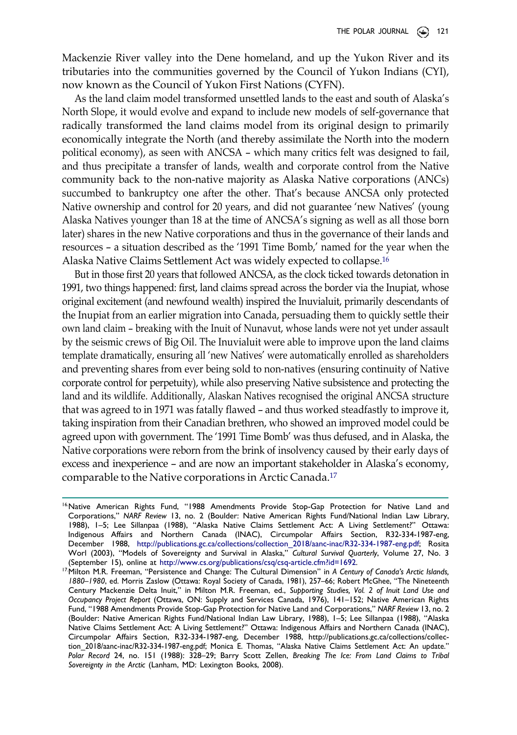Mackenzie River valley into the Dene homeland, and up the Yukon River and its tributaries into the communities governed by the Council of Yukon Indians (CYI), now known as the Council of Yukon First Nations (CYFN).

As the land claim model transformed unsettled lands to the east and south of Alaska's North Slope, it would evolve and expand to include new models of self-governance that radically transformed the land claims model from its original design to primarily economically integrate the North (and thereby assimilate the North into the modern political economy), as seen with ANCSA – which many critics felt was designed to fail, and thus precipitate a transfer of lands, wealth and corporate control from the Native community back to the non-native majority as Alaska Native corporations (ANCs) succumbed to bankruptcy one after the other. That's because ANCSA only protected Native ownership and control for 20 years, and did not guarantee 'new Natives' (young Alaska Natives younger than 18 at the time of ANCSA's signing as well as all those born later) shares in the new Native corporations and thus in the governance of their lands and resources – a situation described as the '1991 Time Bomb,' named for the year when the Alaska Native Claims Settlement Act was widely expected to collapse.[16]

But in those first 20 years that followed ANCSA, as the clock ticked towards detonation in 1991, two things happened: first, land claims spread across the border via the Inupiat, whose original excitement (and newfound wealth) inspired the Inuvialuit, primarily descendants of the Inupiat from an earlier migration into Canada, persuading them to quickly settle their own land claim – breaking with the Inuit of Nunavut, whose lands were not yet under assault by the seismic crews of Big Oil. The Inuvialuit were able to improve upon the land claims template dramatically, ensuring all 'new Natives' were automatically enrolled as shareholders and preventing shares from ever being sold to non-natives (ensuring continuity of Native corporate control for perpetuity), while also preserving Native subsistence and protecting the land and its wildlife. Additionally, Alaskan Natives recognised the original ANCSA structure that was agreed to in 1971 was fatally flawed – and thus worked steadfastly to improve it, taking inspiration from their Canadian brethren, who showed an improved model could be agreed upon with government. The '1991 Time Bomb' was thus defused, and in Alaska, the Native corporations were reborn from the brink of insolvency caused by their early days of excess and inexperience – and are now an important stakeholder in Alaska's economy, comparable to the Native corporations in Arctic Canada.[17]

---

[16] Native American Rights Fund, "1988 Amendments Provide Stop-Gap Protection for Native Land and Corporations," *NARF Review* 13, no. 2 (Boulder: Native American Rights Fund/National Indian Law Library, 1988), 1–5; Lee Sillanpaa (1988), "Alaska Native Claims Settlement Act: A Living Settlement?" Ottawa: Indigenous Affairs and Northern Canada (INAC), Circumpolar Affairs Section, R32-334-1987-eng, December 1988, http://publications.gc.ca/collections/collection_2018/aanc-inac/R32-334-1987-eng.pdf; Rosita Worl (2003), "Models of Sovereignty and Survival in Alaska," *Cultural Survival Quarterly*, Volume 27, No. 3 (September 15), online at http://www.cs.org/publications/csq/csq-article.cfm?id=1692.

[17] Milton M.R. Freeman, "Persistence and Change: The Cultural Dimension" in *A Century of Canada's Arctic Islands, 1880–1980*, ed. Morris Zaslow (Ottawa: Royal Society of Canada, 1981), 257–66; Robert McGhee, "The Nineteenth Century Mackenzie Delta Inuit," in Milton M.R. Freeman, ed., *Supporting Studies, Vol. 2 of Inuit Land Use and Occupancy Project Report* (Ottawa, ON: Supply and Services Canada, 1976), 141–152; Native American Rights Fund, "1988 Amendments Provide Stop-Gap Protection for Native Land and Corporations," *NARF Review* 13, no. 2 (Boulder: Native American Rights Fund/National Indian Law Library, 1988), 1–5; Lee Sillanpaa (1988), "Alaska Native Claims Settlement Act: A Living Settlement?" Ottawa: Indigenous Affairs and Northern Canada (INAC), Circumpolar Affairs Section, R32-334-1987-eng, December 1988, http://publications.gc.ca/collections/collection_2018/aanc-inac/R32-334-1987-eng.pdf; Monica E. Thomas, "Alaska Native Claims Settlement Act: An update." *Polar Record* 24, no. 151 (1988): 328–29; Barry Scott Zellen, *Breaking The Ice: From Land Claims to Tribal Sovereignty in the Arctic* (Lanham, MD: Lexington Books, 2008).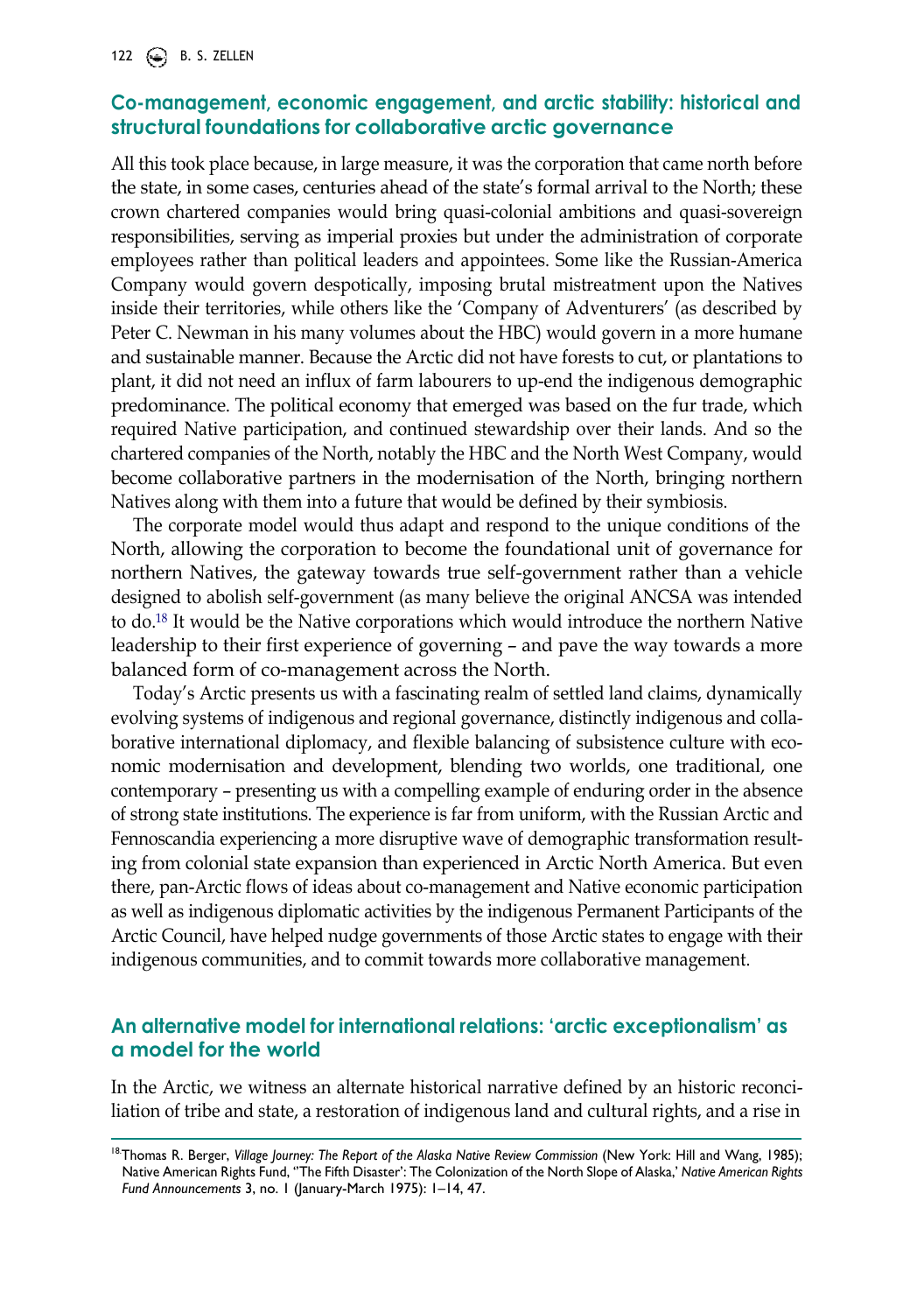## Co-management, economic engagement, and arctic stability: historical and structural foundations for collaborative arctic governance

All this took place because, in large measure, it was the corporation that came north before the state, in some cases, centuries ahead of the state's formal arrival to the North; these crown chartered companies would bring quasi-colonial ambitions and quasi-sovereign responsibilities, serving as imperial proxies but under the administration of corporate employees rather than political leaders and appointees. Some like the Russian-America Company would govern despotically, imposing brutal mistreatment upon the Natives inside their territories, while others like the 'Company of Adventurers' (as described by Peter C. Newman in his many volumes about the HBC) would govern in a more humane and sustainable manner. Because the Arctic did not have forests to cut, or plantations to plant, it did not need an influx of farm labourers to up-end the indigenous demographic predominance. The political economy that emerged was based on the fur trade, which required Native participation, and continued stewardship over their lands. And so the chartered companies of the North, notably the HBC and the North West Company, would become collaborative partners in the modernisation of the North, bringing northern Natives along with them into a future that would be defined by their symbiosis.

The corporate model would thus adapt and respond to the unique conditions of the North, allowing the corporation to become the foundational unit of governance for northern Natives, the gateway towards true self-government rather than a vehicle designed to abolish self-government (as many believe the original ANCSA was intended to do.[18] It would be the Native corporations which would introduce the northern Native leadership to their first experience of governing – and pave the way towards a more balanced form of co-management across the North.

Today's Arctic presents us with a fascinating realm of settled land claims, dynamically evolving systems of indigenous and regional governance, distinctly indigenous and collaborative international diplomacy, and flexible balancing of subsistence culture with economic modernisation and development, blending two worlds, one traditional, one contemporary – presenting us with a compelling example of enduring order in the absence of strong state institutions. The experience is far from uniform, with the Russian Arctic and Fennoscandia experiencing a more disruptive wave of demographic transformation resulting from colonial state expansion than experienced in Arctic North America. But even there, pan-Arctic flows of ideas about co-management and Native economic participation as well as indigenous diplomatic activities by the indigenous Permanent Participants of the Arctic Council, have helped nudge governments of those Arctic states to engage with their indigenous communities, and to commit towards more collaborative management.

## An alternative model for international relations: 'arctic exceptionalism' as a model for the world

In the Arctic, we witness an alternate historical narrative defined by an historic reconciliation of tribe and state, a restoration of indigenous land and cultural rights, and a rise in

---

[18] Thomas R. Berger, *Village Journey: The Report of the Alaska Native Review Commission* (New York: Hill and Wang, 1985); Native American Rights Fund, ''The Fifth Disaster': The Colonization of the North Slope of Alaska,' *Native American Rights Fund Announcements* 3, no. 1 (January-March 1975): 1–14, 47.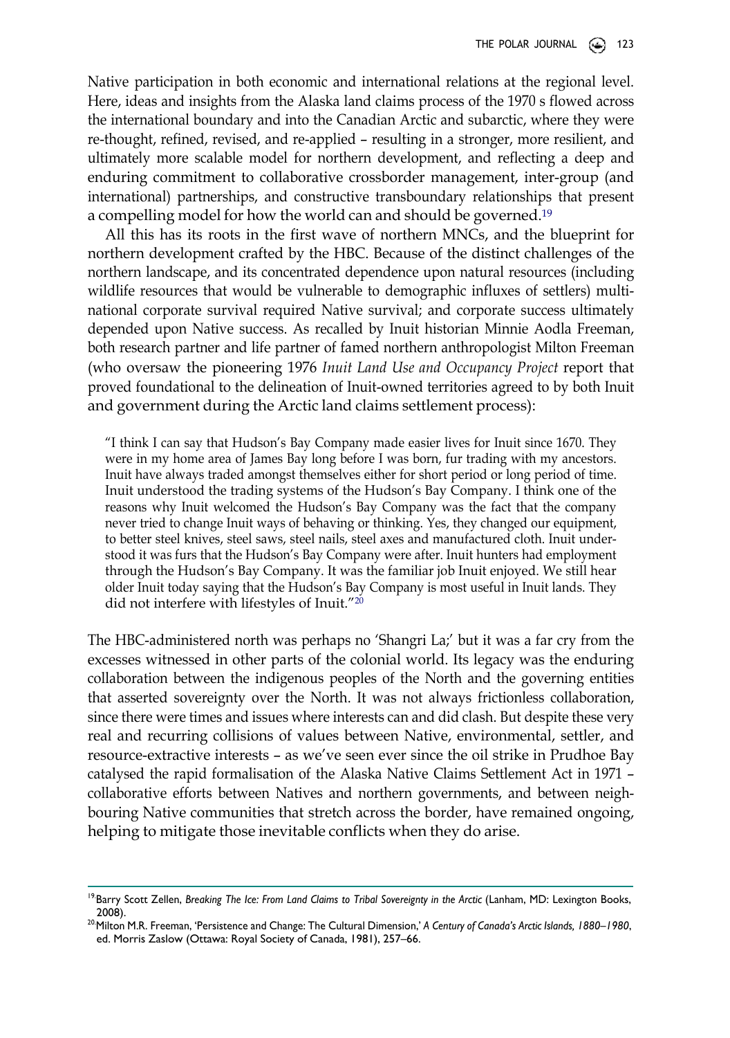Native participation in both economic and international relations at the regional level. Here, ideas and insights from the Alaska land claims process of the 1970 s flowed across the international boundary and into the Canadian Arctic and subarctic, where they were re-thought, refined, revised, and re-applied – resulting in a stronger, more resilient, and ultimately more scalable model for northern development, and reflecting a deep and enduring commitment to collaborative crossborder management, inter-group (and international) partnerships, and constructive transboundary relationships that present a compelling model for how the world can and should be governed.[19]

All this has its roots in the first wave of northern MNCs, and the blueprint for northern development crafted by the HBC. Because of the distinct challenges of the northern landscape, and its concentrated dependence upon natural resources (including wildlife resources that would be vulnerable to demographic influxes of settlers) multinational corporate survival required Native survival; and corporate success ultimately depended upon Native success. As recalled by Inuit historian Minnie Aodla Freeman, both research partner and life partner of famed northern anthropologist Milton Freeman (who oversaw the pioneering 1976 *Inuit Land Use and Occupancy Project* report that proved foundational to the delineation of Inuit-owned territories agreed to by both Inuit and government during the Arctic land claims settlement process):

> "I think I can say that Hudson's Bay Company made easier lives for Inuit since 1670. They were in my home area of James Bay long before I was born, fur trading with my ancestors. Inuit have always traded amongst themselves either for short period or long period of time. Inuit understood the trading systems of the Hudson's Bay Company. I think one of the reasons why Inuit welcomed the Hudson's Bay Company was the fact that the company never tried to change Inuit ways of behaving or thinking. Yes, they changed our equipment, to better steel knives, steel saws, steel nails, steel axes and manufactured cloth. Inuit understood it was furs that the Hudson's Bay Company were after. Inuit hunters had employment through the Hudson's Bay Company. It was the familiar job Inuit enjoyed. We still hear older Inuit today saying that the Hudson's Bay Company is most useful in Inuit lands. They did not interfere with lifestyles of Inuit."[20]

The HBC-administered north was perhaps no 'Shangri La;' but it was a far cry from the excesses witnessed in other parts of the colonial world. Its legacy was the enduring collaboration between the indigenous peoples of the North and the governing entities that asserted sovereignty over the North. It was not always frictionless collaboration, since there were times and issues where interests can and did clash. But despite these very real and recurring collisions of values between Native, environmental, settler, and resource-extractive interests – as we've seen ever since the oil strike in Prudhoe Bay catalysed the rapid formalisation of the Alaska Native Claims Settlement Act in 1971 – collaborative efforts between Natives and northern governments, and between neighbouring Native communities that stretch across the border, have remained ongoing, helping to mitigate those inevitable conflicts when they do arise.

---

[19] Barry Scott Zellen, *Breaking The Ice: From Land Claims to Tribal Sovereignty in the Arctic* (Lanham, MD: Lexington Books, 2008).

[20] Milton M.R. Freeman, 'Persistence and Change: The Cultural Dimension,' *A Century of Canada's Arctic Islands, 1880–1980*, ed. Morris Zaslow (Ottawa: Royal Society of Canada, 1981), 257–66.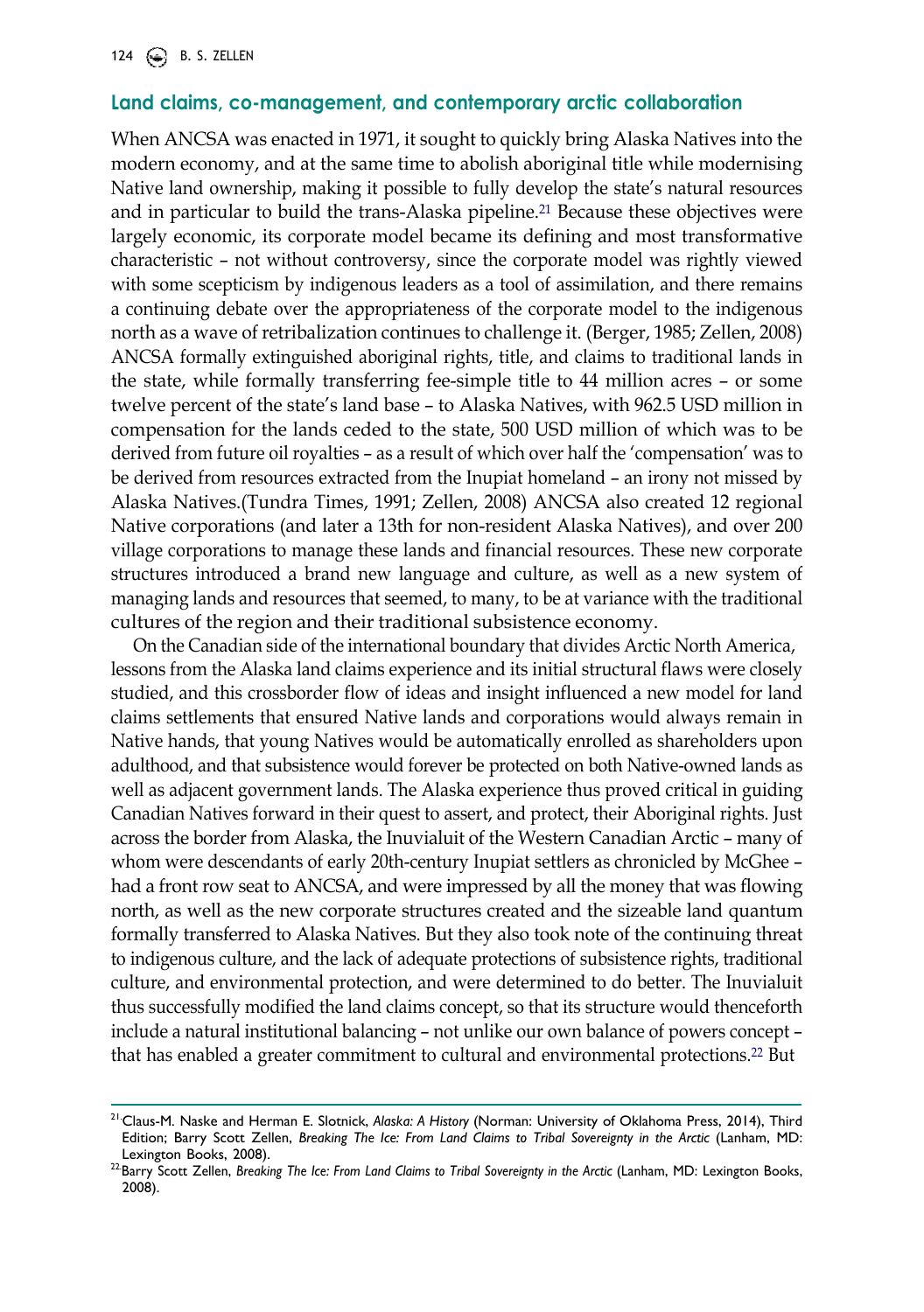## Land claims, co-management, and contemporary arctic collaboration

When ANCSA was enacted in 1971, it sought to quickly bring Alaska Natives into the modern economy, and at the same time to abolish aboriginal title while modernising Native land ownership, making it possible to fully develop the state's natural resources and in particular to build the trans-Alaska pipeline.[21] Because these objectives were largely economic, its corporate model became its defining and most transformative characteristic – not without controversy, since the corporate model was rightly viewed with some scepticism by indigenous leaders as a tool of assimilation, and there remains a continuing debate over the appropriateness of the corporate model to the indigenous north as a wave of retribalization continues to challenge it. (Berger, 1985; Zellen, 2008) ANCSA formally extinguished aboriginal rights, title, and claims to traditional lands in the state, while formally transferring fee-simple title to 44 million acres – or some twelve percent of the state's land base – to Alaska Natives, with 962.5 USD million in compensation for the lands ceded to the state, 500 USD million of which was to be derived from future oil royalties – as a result of which over half the 'compensation' was to be derived from resources extracted from the Inupiat homeland – an irony not missed by Alaska Natives.(Tundra Times, 1991; Zellen, 2008) ANCSA also created 12 regional Native corporations (and later a 13th for non-resident Alaska Natives), and over 200 village corporations to manage these lands and financial resources. These new corporate structures introduced a brand new language and culture, as well as a new system of managing lands and resources that seemed, to many, to be at variance with the traditional cultures of the region and their traditional subsistence economy.

On the Canadian side of the international boundary that divides Arctic North America, lessons from the Alaska land claims experience and its initial structural flaws were closely studied, and this crossborder flow of ideas and insight influenced a new model for land claims settlements that ensured Native lands and corporations would always remain in Native hands, that young Natives would be automatically enrolled as shareholders upon adulthood, and that subsistence would forever be protected on both Native-owned lands as well as adjacent government lands. The Alaska experience thus proved critical in guiding Canadian Natives forward in their quest to assert, and protect, their Aboriginal rights. Just across the border from Alaska, the Inuvialuit of the Western Canadian Arctic – many of whom were descendants of early 20th-century Inupiat settlers as chronicled by McGhee – had a front row seat to ANCSA, and were impressed by all the money that was flowing north, as well as the new corporate structures created and the sizeable land quantum formally transferred to Alaska Natives. But they also took note of the continuing threat to indigenous culture, and the lack of adequate protections of subsistence rights, traditional culture, and environmental protection, and were determined to do better. The Inuvialuit thus successfully modified the land claims concept, so that its structure would thenceforth include a natural institutional balancing – not unlike our own balance of powers concept – that has enabled a greater commitment to cultural and environmental protections.[22] But

---

[21] Claus-M. Naske and Herman E. Slotnick, *Alaska: A History* (Norman: University of Oklahoma Press, 2014), Third Edition; Barry Scott Zellen, *Breaking The Ice: From Land Claims to Tribal Sovereignty in the Arctic* (Lanham, MD: Lexington Books, 2008).

[22] Barry Scott Zellen, *Breaking The Ice: From Land Claims to Tribal Sovereignty in the Arctic* (Lanham, MD: Lexington Books, 2008).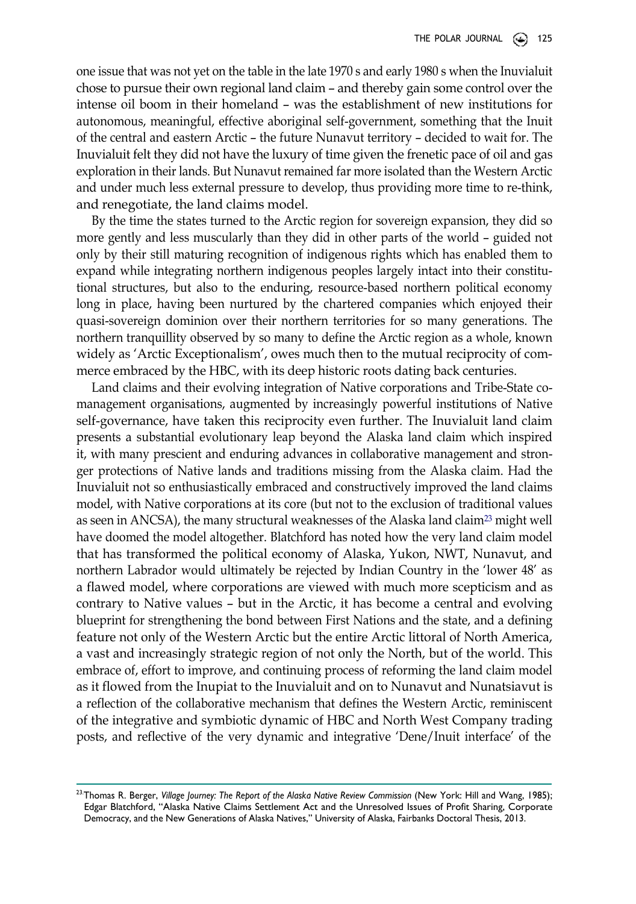one issue that was not yet on the table in the late 1970 s and early 1980 s when the Inuvialuit chose to pursue their own regional land claim – and thereby gain some control over the intense oil boom in their homeland – was the establishment of new institutions for autonomous, meaningful, effective aboriginal self-government, something that the Inuit of the central and eastern Arctic – the future Nunavut territory – decided to wait for. The Inuvialuit felt they did not have the luxury of time given the frenetic pace of oil and gas exploration in their lands. But Nunavut remained far more isolated than the Western Arctic and under much less external pressure to develop, thus providing more time to re-think, and renegotiate, the land claims model.

By the time the states turned to the Arctic region for sovereign expansion, they did so more gently and less muscularly than they did in other parts of the world – guided not only by their still maturing recognition of indigenous rights which has enabled them to expand while integrating northern indigenous peoples largely intact into their constitutional structures, but also to the enduring, resource-based northern political economy long in place, having been nurtured by the chartered companies which enjoyed their quasi-sovereign dominion over their northern territories for so many generations. The northern tranquillity observed by so many to define the Arctic region as a whole, known widely as 'Arctic Exceptionalism', owes much then to the mutual reciprocity of commerce embraced by the HBC, with its deep historic roots dating back centuries.

Land claims and their evolving integration of Native corporations and Tribe-State co-management organisations, augmented by increasingly powerful institutions of Native self-governance, have taken this reciprocity even further. The Inuvialuit land claim presents a substantial evolutionary leap beyond the Alaska land claim which inspired it, with many prescient and enduring advances in collaborative management and stronger protections of Native lands and traditions missing from the Alaska claim. Had the Inuvialuit not so enthusiastically embraced and constructively improved the land claims model, with Native corporations at its core (but not to the exclusion of traditional values as seen in ANCSA), the many structural weaknesses of the Alaska land claim[23] might well have doomed the model altogether. Blatchford has noted how the very land claim model that has transformed the political economy of Alaska, Yukon, NWT, Nunavut, and northern Labrador would ultimately be rejected by Indian Country in the 'lower 48' as a flawed model, where corporations are viewed with much more scepticism and as contrary to Native values – but in the Arctic, it has become a central and evolving blueprint for strengthening the bond between First Nations and the state, and a defining feature not only of the Western Arctic but the entire Arctic littoral of North America, a vast and increasingly strategic region of not only the North, but of the world. This embrace of, effort to improve, and continuing process of reforming the land claim model as it flowed from the Inupiat to the Inuvialuit and on to Nunavut and Nunatsiavut is a reflection of the collaborative mechanism that defines the Western Arctic, reminiscent of the integrative and symbiotic dynamic of HBC and North West Company trading posts, and reflective of the very dynamic and integrative 'Dene/Inuit interface' of the

[23] Thomas R. Berger, *Village Journey: The Report of the Alaska Native Review Commission* (New York: Hill and Wang, 1985); Edgar Blatchford, "Alaska Native Claims Settlement Act and the Unresolved Issues of Profit Sharing, Corporate Democracy, and the New Generations of Alaska Natives," University of Alaska, Fairbanks Doctoral Thesis, 2013.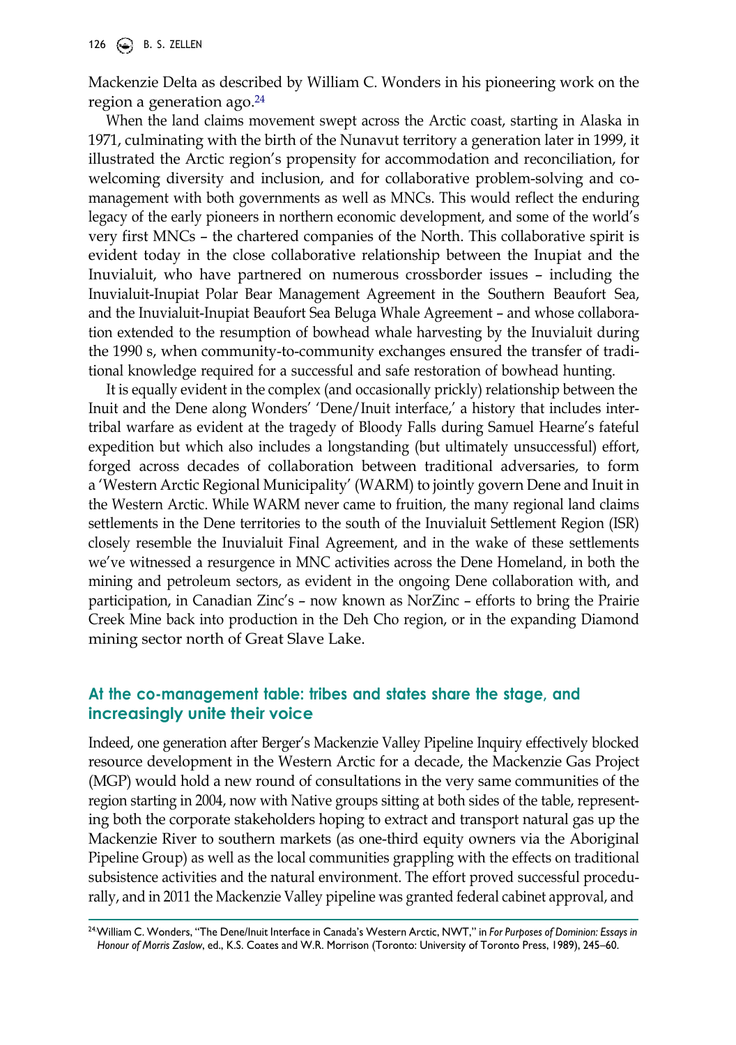Mackenzie Delta as described by William C. Wonders in his pioneering work on the region a generation ago.[24]

When the land claims movement swept across the Arctic coast, starting in Alaska in 1971, culminating with the birth of the Nunavut territory a generation later in 1999, it illustrated the Arctic region's propensity for accommodation and reconciliation, for welcoming diversity and inclusion, and for collaborative problem-solving and co-management with both governments as well as MNCs. This would reflect the enduring legacy of the early pioneers in northern economic development, and some of the world's very first MNCs – the chartered companies of the North. This collaborative spirit is evident today in the close collaborative relationship between the Inupiat and the Inuvialuit, who have partnered on numerous crossborder issues – including the Inuvialuit-Inupiat Polar Bear Management Agreement in the Southern Beaufort Sea, and the Inuvialuit-Inupiat Beaufort Sea Beluga Whale Agreement – and whose collaboration extended to the resumption of bowhead whale harvesting by the Inuvialuit during the 1990 s, when community-to-community exchanges ensured the transfer of traditional knowledge required for a successful and safe restoration of bowhead hunting.

It is equally evident in the complex (and occasionally prickly) relationship between the Inuit and the Dene along Wonders' 'Dene/Inuit interface,' a history that includes intertribal warfare as evident at the tragedy of Bloody Falls during Samuel Hearne's fateful expedition but which also includes a longstanding (but ultimately unsuccessful) effort, forged across decades of collaboration between traditional adversaries, to form a 'Western Arctic Regional Municipality' (WARM) to jointly govern Dene and Inuit in the Western Arctic. While WARM never came to fruition, the many regional land claims settlements in the Dene territories to the south of the Inuvialuit Settlement Region (ISR) closely resemble the Inuvialuit Final Agreement, and in the wake of these settlements we've witnessed a resurgence in MNC activities across the Dene Homeland, in both the mining and petroleum sectors, as evident in the ongoing Dene collaboration with, and participation, in Canadian Zinc's – now known as NorZinc – efforts to bring the Prairie Creek Mine back into production in the Deh Cho region, or in the expanding Diamond mining sector north of Great Slave Lake.

## At the co-management table: tribes and states share the stage, and increasingly unite their voice

Indeed, one generation after Berger's Mackenzie Valley Pipeline Inquiry effectively blocked resource development in the Western Arctic for a decade, the Mackenzie Gas Project (MGP) would hold a new round of consultations in the very same communities of the region starting in 2004, now with Native groups sitting at both sides of the table, representing both the corporate stakeholders hoping to extract and transport natural gas up the Mackenzie River to southern markets (as one-third equity owners via the Aboriginal Pipeline Group) as well as the local communities grappling with the effects on traditional subsistence activities and the natural environment. The effort proved successful procedurally, and in 2011 the Mackenzie Valley pipeline was granted federal cabinet approval, and

[24] William C. Wonders, "The Dene/Inuit Interface in Canada's Western Arctic, NWT," in *For Purposes of Dominion: Essays in Honour of Morris Zaslow*, ed., K.S. Coates and W.R. Morrison (Toronto: University of Toronto Press, 1989), 245–60.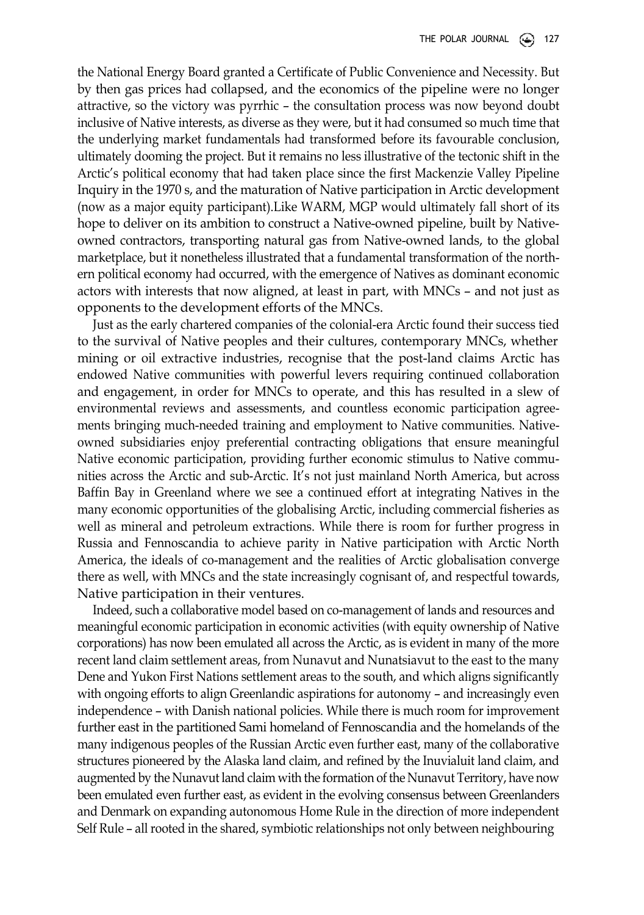the National Energy Board granted a Certificate of Public Convenience and Necessity. But by then gas prices had collapsed, and the economics of the pipeline were no longer attractive, so the victory was pyrrhic – the consultation process was now beyond doubt inclusive of Native interests, as diverse as they were, but it had consumed so much time that the underlying market fundamentals had transformed before its favourable conclusion, ultimately dooming the project. But it remains no less illustrative of the tectonic shift in the Arctic's political economy that had taken place since the first Mackenzie Valley Pipeline Inquiry in the 1970 s, and the maturation of Native participation in Arctic development (now as a major equity participant).Like WARM, MGP would ultimately fall short of its hope to deliver on its ambition to construct a Native-owned pipeline, built by Native-owned contractors, transporting natural gas from Native-owned lands, to the global marketplace, but it nonetheless illustrated that a fundamental transformation of the northern political economy had occurred, with the emergence of Natives as dominant economic actors with interests that now aligned, at least in part, with MNCs – and not just as opponents to the development efforts of the MNCs.

Just as the early chartered companies of the colonial-era Arctic found their success tied to the survival of Native peoples and their cultures, contemporary MNCs, whether mining or oil extractive industries, recognise that the post-land claims Arctic has endowed Native communities with powerful levers requiring continued collaboration and engagement, in order for MNCs to operate, and this has resulted in a slew of environmental reviews and assessments, and countless economic participation agreements bringing much-needed training and employment to Native communities. Native-owned subsidiaries enjoy preferential contracting obligations that ensure meaningful Native economic participation, providing further economic stimulus to Native communities across the Arctic and sub-Arctic. It's not just mainland North America, but across Baffin Bay in Greenland where we see a continued effort at integrating Natives in the many economic opportunities of the globalising Arctic, including commercial fisheries as well as mineral and petroleum extractions. While there is room for further progress in Russia and Fennoscandia to achieve parity in Native participation with Arctic North America, the ideals of co-management and the realities of Arctic globalisation converge there as well, with MNCs and the state increasingly cognisant of, and respectful towards, Native participation in their ventures.

Indeed, such a collaborative model based on co-management of lands and resources and meaningful economic participation in economic activities (with equity ownership of Native corporations) has now been emulated all across the Arctic, as is evident in many of the more recent land claim settlement areas, from Nunavut and Nunatsiavut to the east to the many Dene and Yukon First Nations settlement areas to the south, and which aligns significantly with ongoing efforts to align Greenlandic aspirations for autonomy – and increasingly even independence – with Danish national policies. While there is much room for improvement further east in the partitioned Sami homeland of Fennoscandia and the homelands of the many indigenous peoples of the Russian Arctic even further east, many of the collaborative structures pioneered by the Alaska land claim, and refined by the Inuvialuit land claim, and augmented by the Nunavut land claim with the formation of the Nunavut Territory, have now been emulated even further east, as evident in the evolving consensus between Greenlanders and Denmark on expanding autonomous Home Rule in the direction of more independent Self Rule – all rooted in the shared, symbiotic relationships not only between neighbouring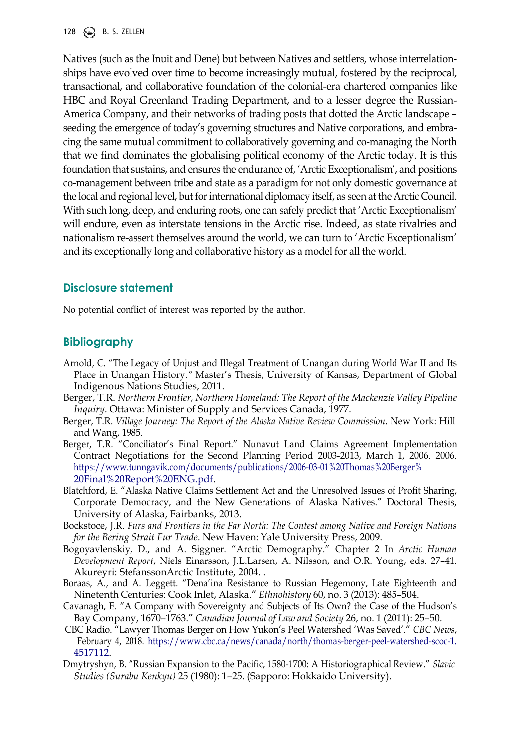Natives (such as the Inuit and Dene) but between Natives and settlers, whose interrelationships have evolved over time to become increasingly mutual, fostered by the reciprocal, transactional, and collaborative foundation of the colonial-era chartered companies like HBC and Royal Greenland Trading Department, and to a lesser degree the Russian-America Company, and their networks of trading posts that dotted the Arctic landscape – seeding the emergence of today's governing structures and Native corporations, and embracing the same mutual commitment to collaboratively governing and co-managing the North that we find dominates the globalising political economy of the Arctic today. It is this foundation that sustains, and ensures the endurance of, 'Arctic Exceptionalism', and positions co-management between tribe and state as a paradigm for not only domestic governance at the local and regional level, but for international diplomacy itself, as seen at the Arctic Council. With such long, deep, and enduring roots, one can safely predict that 'Arctic Exceptionalism' will endure, even as interstate tensions in the Arctic rise. Indeed, as state rivalries and nationalism re-assert themselves around the world, we can turn to 'Arctic Exceptionalism' and its exceptionally long and collaborative history as a model for all the world.

## Disclosure statement

No potential conflict of interest was reported by the author.

## Bibliography

Arnold, C. "The Legacy of Unjust and Illegal Treatment of Unangan during World War II and Its Place in Unangan History." Master's Thesis, University of Kansas, Department of Global Indigenous Nations Studies, 2011.

Berger, T.R. *Northern Frontier, Northern Homeland: The Report of the Mackenzie Valley Pipeline Inquiry*. Ottawa: Minister of Supply and Services Canada, 1977.

Berger, T.R. *Village Journey: The Report of the Alaska Native Review Commission*. New York: Hill and Wang, 1985.

Berger, T.R. "Conciliator's Final Report." Nunavut Land Claims Agreement Implementation Contract Negotiations for the Second Planning Period 2003-2013, March 1, 2006. 2006. https://www.tunngavik.com/documents/publications/2006-03-01%20Thomas%20Berger%20Final%20Report%20ENG.pdf.

Blatchford, E. "Alaska Native Claims Settlement Act and the Unresolved Issues of Profit Sharing, Corporate Democracy, and the New Generations of Alaska Natives." Doctoral Thesis, University of Alaska, Fairbanks, 2013.

Bockstoce, J.R. *Furs and Frontiers in the Far North: The Contest among Native and Foreign Nations for the Bering Strait Fur Trade*. New Haven: Yale University Press, 2009.

Bogoyavlenskiy, D., and A. Siggner. "Arctic Demography." Chapter 2 In *Arctic Human Development Report*, Níels Einarsson, J.L.Larsen, A. Nilsson, and O.R. Young, eds. 27–41. Akureyri: StefanssonArctic Institute, 2004. .

Boraas, A., and A. Leggett. "Dena'ina Resistance to Russian Hegemony, Late Eighteenth and Ninetenth Centuries: Cook Inlet, Alaska." *Ethnohistory* 60, no. 3 (2013): 485–504.

Cavanagh, E. "A Company with Sovereignty and Subjects of Its Own? the Case of the Hudson's Bay Company, 1670–1763." *Canadian Journal of Law and Society* 26, no. 1 (2011): 25–50.

CBC Radio. "Lawyer Thomas Berger on How Yukon's Peel Watershed 'Was Saved'." *CBC News*, February 4, 2018. https://www.cbc.ca/news/canada/north/thomas-berger-peel-watershed-scoc-1.4517112.

Dmytryshyn, B. "Russian Expansion to the Pacific, 1580-1700: A Historiographical Review." *Slavic Studies (Surabu Kenkyu)* 25 (1980): 1–25. (Sapporo: Hokkaido University).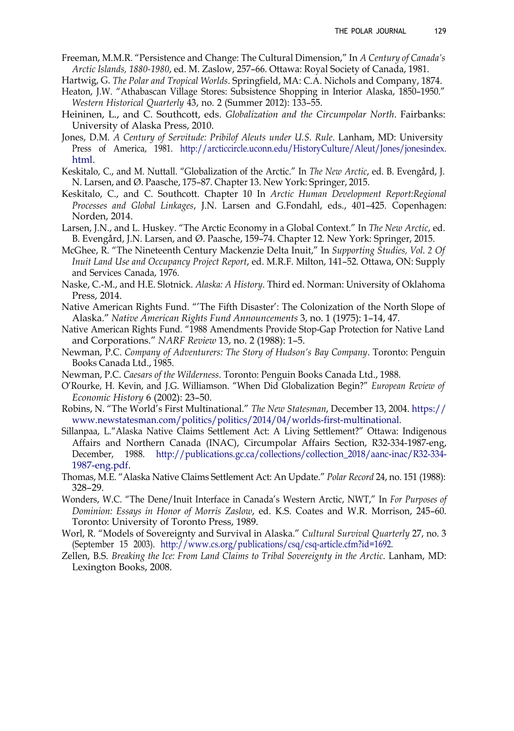Freeman, M.M.R. "Persistence and Change: The Cultural Dimension," In *A Century of Canada's Arctic Islands, 1880-1980*, ed. M. Zaslow, 257–66. Ottawa: Royal Society of Canada, 1981.

Hartwig, G. *The Polar and Tropical Worlds*. Springfield, MA: C.A. Nichols and Company, 1874.

Heaton, J.W. "Athabascan Village Stores: Subsistence Shopping in Interior Alaska, 1850–1950." *Western Historical Quarterly* 43, no. 2 (Summer 2012): 133–55.

Heininen, L., and C. Southcott, eds. *Globalization and the Circumpolar North*. Fairbanks: University of Alaska Press, 2010.

Jones, D.M. *A Century of Servitude: Pribilof Aleuts under U.S. Rule*. Lanham, MD: University Press of America, 1981. http://arcticcircle.uconn.edu/HistoryCulture/Aleut/Jones/jonesindex.html.

Keskitalo, C., and M. Nuttall. "Globalization of the Arctic." In *The New Arctic*, ed. B. Evengård, J. N. Larsen, and Ø. Paasche, 175–87. Chapter 13. New York: Springer, 2015.

Keskitalo, C., and C. Southcott. Chapter 10 In *Arctic Human Development Report:Regional Processes and Global Linkages*, J.N. Larsen and G.Fondahl, eds., 401–425. Copenhagen: Norden, 2014.

Larsen, J.N., and L. Huskey. "The Arctic Economy in a Global Context." In *The New Arctic*, ed. B. Evengård, J.N. Larsen, and Ø. Paasche, 159–74. Chapter 12. New York: Springer, 2015.

McGhee, R. "The Nineteenth Century Mackenzie Delta Inuit," In *Supporting Studies, Vol. 2 Of Inuit Land Use and Occupancy Project Report*, ed. M.R.F. Milton, 141–52. Ottawa, ON: Supply and Services Canada, 1976.

Naske, C.-M., and H.E. Slotnick. *Alaska: A History*. Third ed. Norman: University of Oklahoma Press, 2014.

Native American Rights Fund. "'The Fifth Disaster': The Colonization of the North Slope of Alaska." *Native American Rights Fund Announcements* 3, no. 1 (1975): 1–14, 47.

Native American Rights Fund. "1988 Amendments Provide Stop-Gap Protection for Native Land and Corporations." *NARF Review* 13, no. 2 (1988): 1–5.

Newman, P.C. *Company of Adventurers: The Story of Hudson's Bay Company*. Toronto: Penguin Books Canada Ltd., 1985.

Newman, P.C. *Caesars of the Wilderness*. Toronto: Penguin Books Canada Ltd., 1988.

O'Rourke, H. Kevin, and J.G. Williamson. "When Did Globalization Begin?" *European Review of Economic History* 6 (2002): 23–50.

Robins, N. "The World's First Multinational." *The New Statesman*, December 13, 2004. https://www.newstatesman.com/politics/politics/2014/04/worlds-first-multinational.

Sillanpaa, L."Alaska Native Claims Settlement Act: A Living Settlement?" Ottawa: Indigenous Affairs and Northern Canada (INAC), Circumpolar Affairs Section, R32-334-1987-eng, December, 1988. http://publications.gc.ca/collections/collection_2018/aanc-inac/R32-334-1987-eng.pdf.

Thomas, M.E. "Alaska Native Claims Settlement Act: An Update." *Polar Record* 24, no. 151 (1988): 328–29.

Wonders, W.C. "The Dene/Inuit Interface in Canada's Western Arctic, NWT," In *For Purposes of Dominion: Essays in Honor of Morris Zaslow*, ed. K.S. Coates and W.R. Morrison, 245–60. Toronto: University of Toronto Press, 1989.

Worl, R. "Models of Sovereignty and Survival in Alaska." *Cultural Survival Quarterly* 27, no. 3 (September 15 2003). http://www.cs.org/publications/csq/csq-article.cfm?id=1692.

Zellen, B.S. *Breaking the Ice: From Land Claims to Tribal Sovereignty in the Arctic*. Lanham, MD: Lexington Books, 2008.